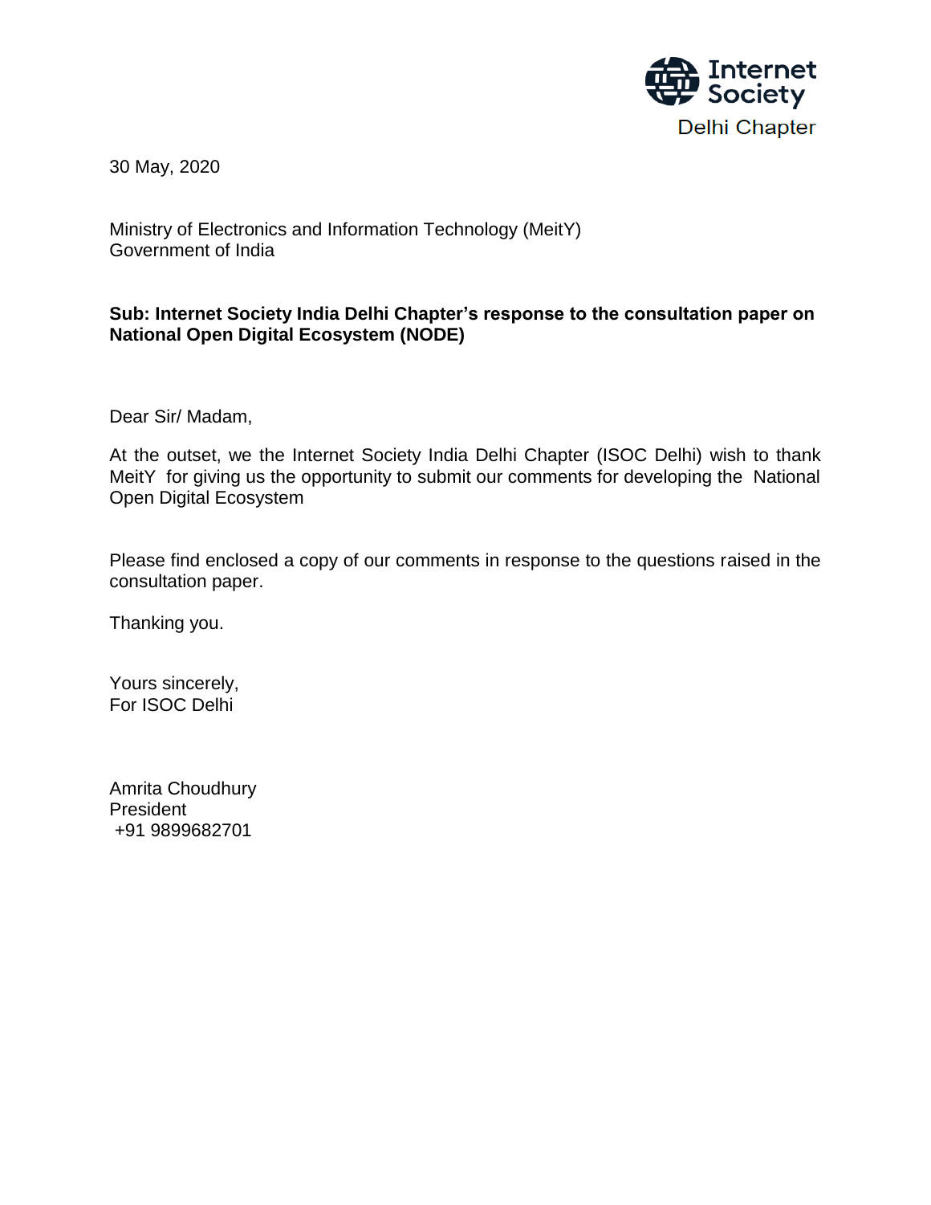Internet Society
Delhi Chapter

30 May, 2020

Ministry of Electronics and Information Technology (MeitY)
Government of India

**Sub: Internet Society India Delhi Chapter's response to the consultation paper on National Open Digital Ecosystem (NODE)**

Dear Sir/ Madam,

At the outset, we the Internet Society India Delhi Chapter (ISOC Delhi) wish to thank MeitY for giving us the opportunity to submit our comments for developing the National Open Digital Ecosystem

Please find enclosed a copy of our comments in response to the questions raised in the consultation paper.

Thanking you.

Yours sincerely,
For ISOC Delhi

Amrita Choudhury
President
+91 9899682701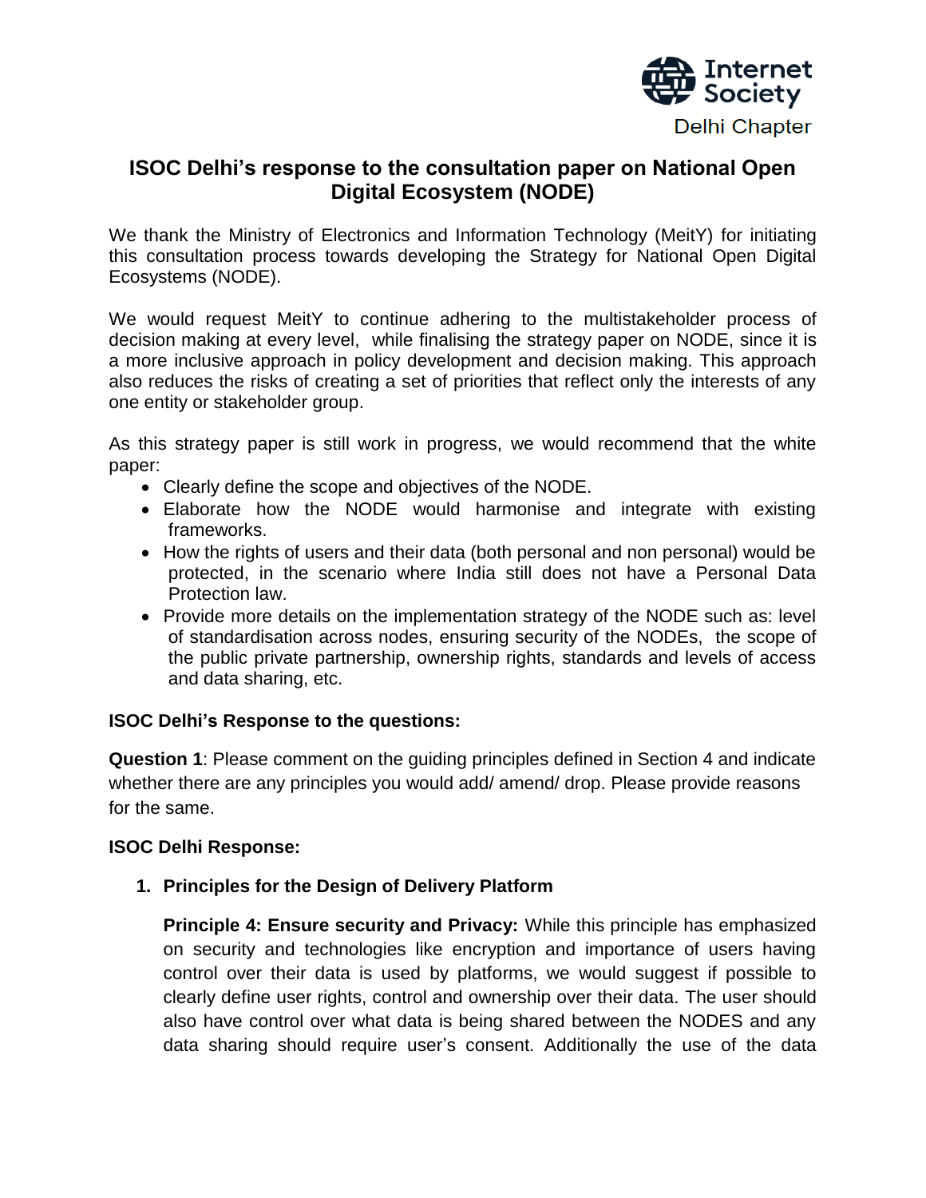# ISOC Delhi's response to the consultation paper on National Open Digital Ecosystem (NODE)

We thank the Ministry of Electronics and Information Technology (MeitY) for initiating this consultation process towards developing the Strategy for National Open Digital Ecosystems (NODE).

We would request MeitY to continue adhering to the multistakeholder process of decision making at every level, while finalising the strategy paper on NODE, since it is a more inclusive approach in policy development and decision making. This approach also reduces the risks of creating a set of priorities that reflect only the interests of any one entity or stakeholder group.

As this strategy paper is still work in progress, we would recommend that the white paper:

- Clearly define the scope and objectives of the NODE.
- Elaborate how the NODE would harmonise and integrate with existing frameworks.
- How the rights of users and their data (both personal and non personal) would be protected, in the scenario where India still does not have a Personal Data Protection law.
- Provide more details on the implementation strategy of the NODE such as: level of standardisation across nodes, ensuring security of the NODEs, the scope of the public private partnership, ownership rights, standards and levels of access and data sharing, etc.

**ISOC Delhi's Response to the questions:**

**Question 1**: Please comment on the guiding principles defined in Section 4 and indicate whether there are any principles you would add/ amend/ drop. Please provide reasons for the same.

**ISOC Delhi Response:**

1. **Principles for the Design of Delivery Platform**

   **Principle 4: Ensure security and Privacy:** While this principle has emphasized on security and technologies like encryption and importance of users having control over their data is used by platforms, we would suggest if possible to clearly define user rights, control and ownership over their data. The user should also have control over what data is being shared between the NODES and any data sharing should require user's consent. Additionally the use of the data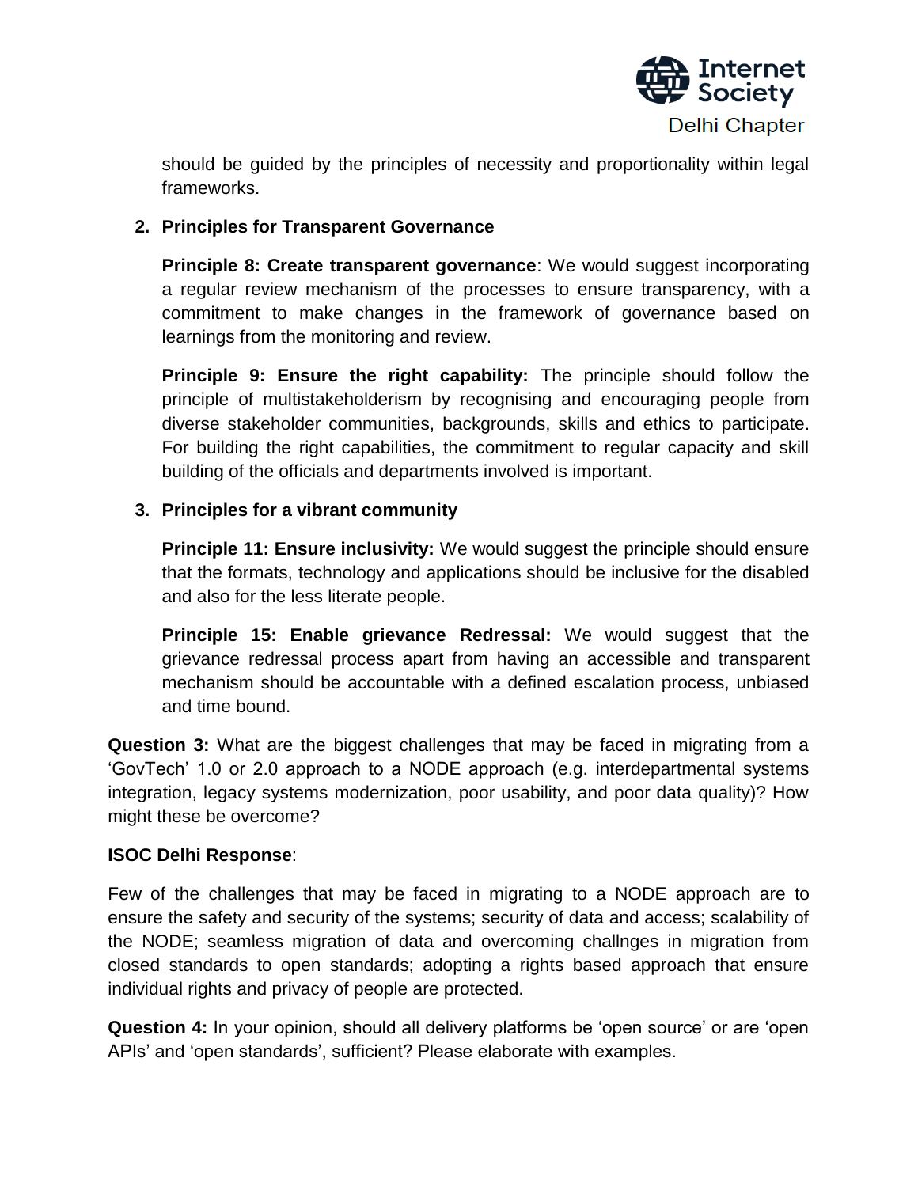should be guided by the principles of necessity and proportionality within legal frameworks.

2. **Principles for Transparent Governance**

   **Principle 8: Create transparent governance**: We would suggest incorporating a regular review mechanism of the processes to ensure transparency, with a commitment to make changes in the framework of governance based on learnings from the monitoring and review.

   **Principle 9: Ensure the right capability:** The principle should follow the principle of multistakeholderism by recognising and encouraging people from diverse stakeholder communities, backgrounds, skills and ethics to participate. For building the right capabilities, the commitment to regular capacity and skill building of the officials and departments involved is important.

3. **Principles for a vibrant community**

   **Principle 11: Ensure inclusivity:** We would suggest the principle should ensure that the formats, technology and applications should be inclusive for the disabled and also for the less literate people.

   **Principle 15: Enable grievance Redressal:** We would suggest that the grievance redressal process apart from having an accessible and transparent mechanism should be accountable with a defined escalation process, unbiased and time bound.

**Question 3:** What are the biggest challenges that may be faced in migrating from a 'GovTech' 1.0 or 2.0 approach to a NODE approach (e.g. interdepartmental systems integration, legacy systems modernization, poor usability, and poor data quality)? How might these be overcome?

**ISOC Delhi Response**:

Few of the challenges that may be faced in migrating to a NODE approach are to ensure the safety and security of the systems; security of data and access; scalability of the NODE; seamless migration of data and overcoming challnges in migration from closed standards to open standards; adopting a rights based approach that ensure individual rights and privacy of people are protected.

**Question 4:** In your opinion, should all delivery platforms be 'open source' or are 'open APIs' and 'open standards', sufficient? Please elaborate with examples.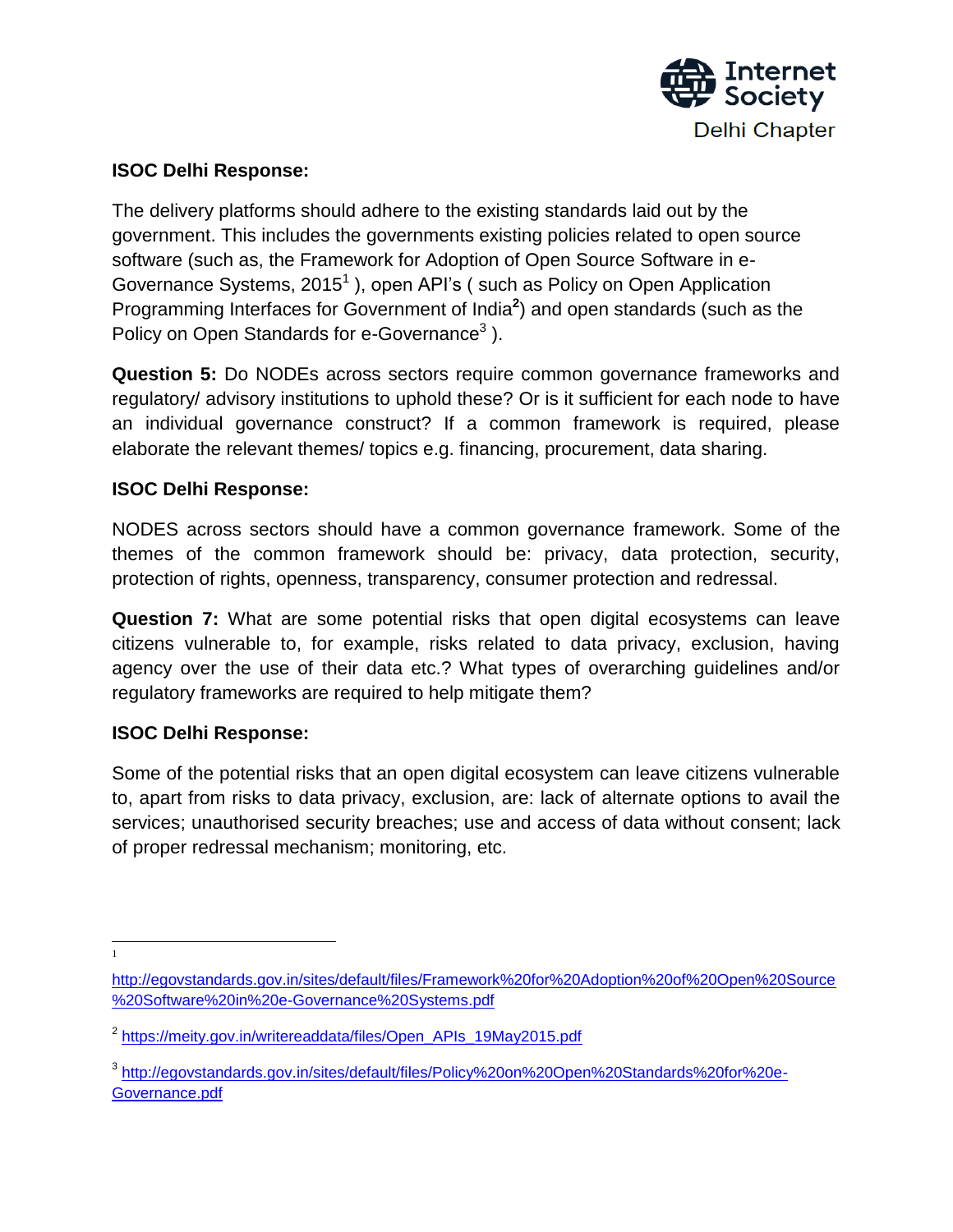**ISOC Delhi Response:**

The delivery platforms should adhere to the existing standards laid out by the government. This includes the governments existing policies related to open source software (such as, the Framework for Adoption of Open Source Software in e-Governance Systems, 2015[1] ), open API's ( such as Policy on Open Application Programming Interfaces for Government of India[2]) and open standards (such as the Policy on Open Standards for e-Governance[3] ).

**Question 5:** Do NODEs across sectors require common governance frameworks and regulatory/ advisory institutions to uphold these? Or is it sufficient for each node to have an individual governance construct? If a common framework is required, please elaborate the relevant themes/ topics e.g. financing, procurement, data sharing.

**ISOC Delhi Response:**

NODES across sectors should have a common governance framework. Some of the themes of the common framework should be: privacy, data protection, security, protection of rights, openness, transparency, consumer protection and redressal.

**Question 7:** What are some potential risks that open digital ecosystems can leave citizens vulnerable to, for example, risks related to data privacy, exclusion, having agency over the use of their data etc.? What types of overarching guidelines and/or regulatory frameworks are required to help mitigate them?

**ISOC Delhi Response:**

Some of the potential risks that an open digital ecosystem can leave citizens vulnerable to, apart from risks to data privacy, exclusion, are: lack of alternate options to avail the services; unauthorised security breaches; use and access of data without consent; lack of proper redressal mechanism; monitoring, etc.

---

[1] http://egovstandards.gov.in/sites/default/files/Framework%20for%20Adoption%20of%20Open%20Source%20Software%20in%20e-Governance%20Systems.pdf

[2] https://meity.gov.in/writereaddata/files/Open_APIs_19May2015.pdf

[3] http://egovstandards.gov.in/sites/default/files/Policy%20on%20Open%20Standards%20for%20e-Governance.pdf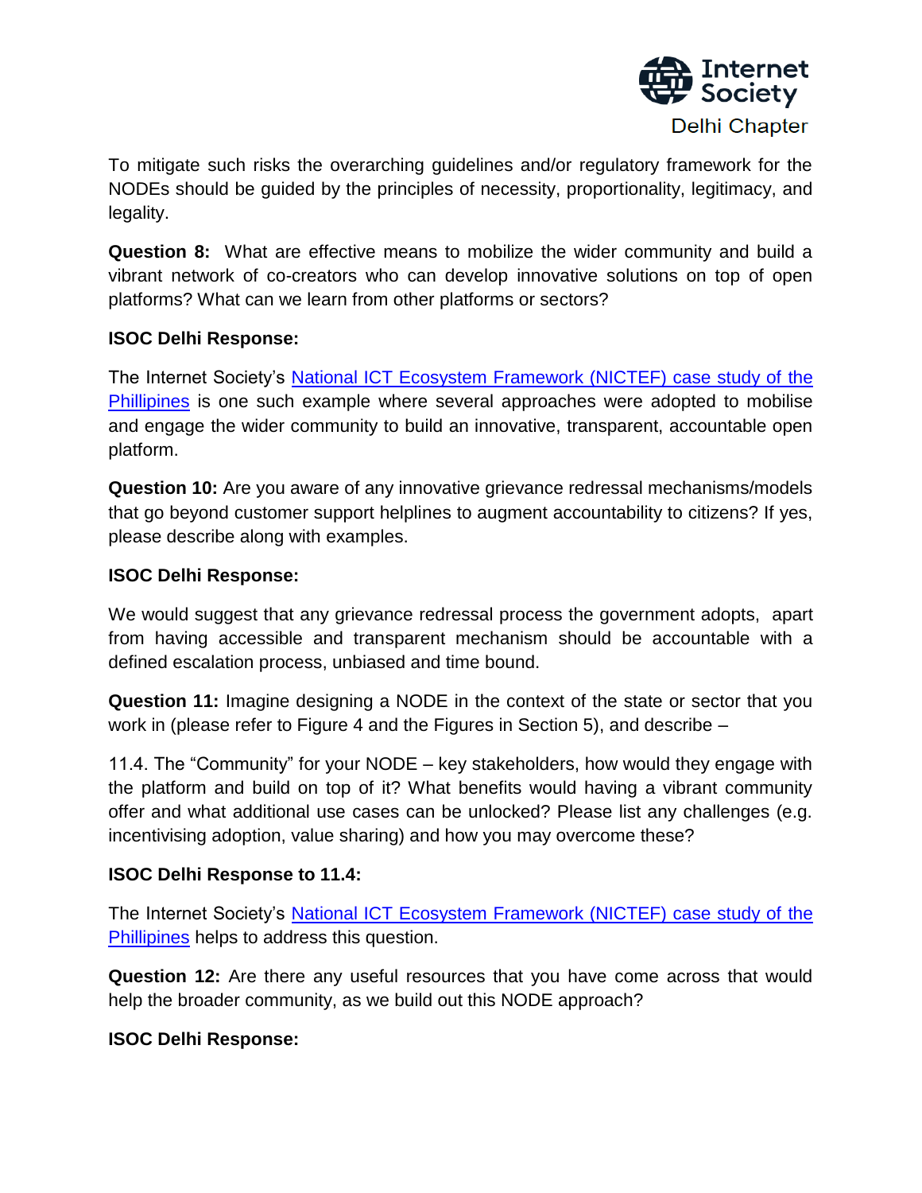To mitigate such risks the overarching guidelines and/or regulatory framework for the NODEs should be guided by the principles of necessity, proportionality, legitimacy, and legality.

**Question 8:** What are effective means to mobilize the wider community and build a vibrant network of co-creators who can develop innovative solutions on top of open platforms? What can we learn from other platforms or sectors?

**ISOC Delhi Response:**

The Internet Society's National ICT Ecosystem Framework (NICTEF) case study of the Phillipines is one such example where several approaches were adopted to mobilise and engage the wider community to build an innovative, transparent, accountable open platform.

**Question 10:** Are you aware of any innovative grievance redressal mechanisms/models that go beyond customer support helplines to augment accountability to citizens? If yes, please describe along with examples.

**ISOC Delhi Response:**

We would suggest that any grievance redressal process the government adopts, apart from having accessible and transparent mechanism should be accountable with a defined escalation process, unbiased and time bound.

**Question 11:** Imagine designing a NODE in the context of the state or sector that you work in (please refer to Figure 4 and the Figures in Section 5), and describe –

11.4. The "Community" for your NODE – key stakeholders, how would they engage with the platform and build on top of it? What benefits would having a vibrant community offer and what additional use cases can be unlocked? Please list any challenges (e.g. incentivising adoption, value sharing) and how you may overcome these?

**ISOC Delhi Response to 11.4:**

The Internet Society's National ICT Ecosystem Framework (NICTEF) case study of the Phillipines helps to address this question.

**Question 12:** Are there any useful resources that you have come across that would help the broader community, as we build out this NODE approach?

**ISOC Delhi Response:**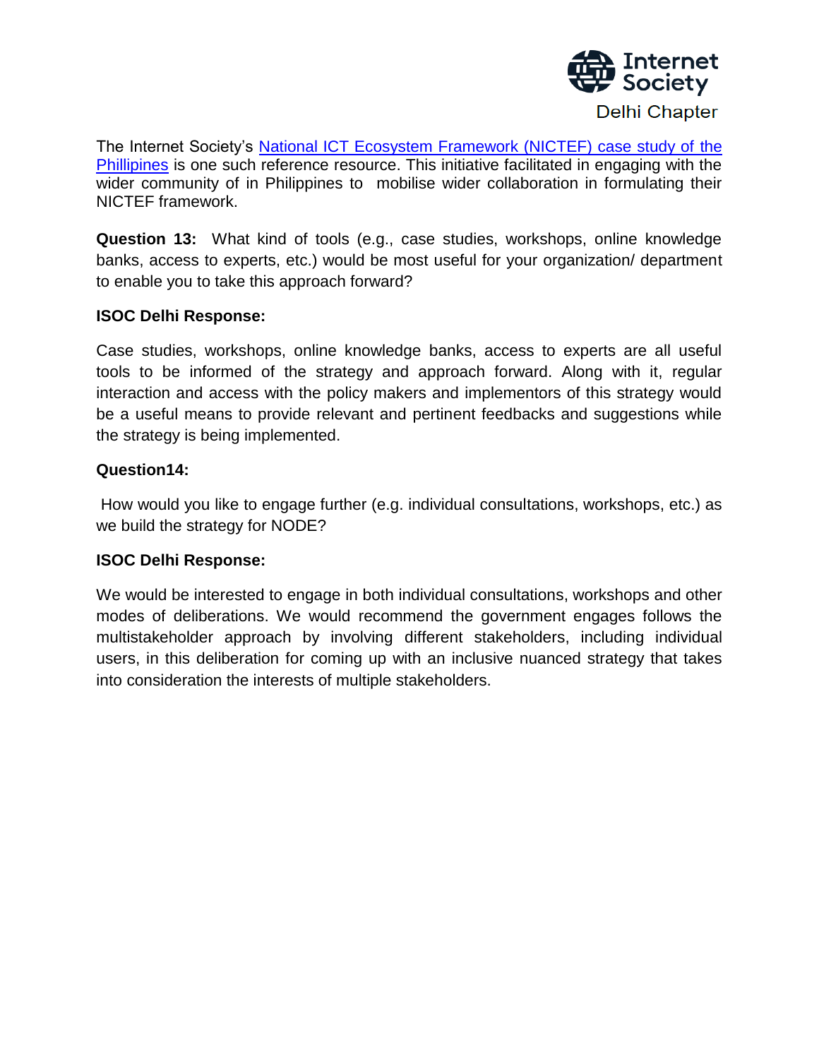The Internet Society's [National ICT Ecosystem Framework (NICTEF) case study of the Phillipines]() is one such reference resource. This initiative facilitated in engaging with the wider community of in Philippines to mobilise wider collaboration in formulating their NICTEF framework.

**Question 13:** What kind of tools (e.g., case studies, workshops, online knowledge banks, access to experts, etc.) would be most useful for your organization/ department to enable you to take this approach forward?

**ISOC Delhi Response:**

Case studies, workshops, online knowledge banks, access to experts are all useful tools to be informed of the strategy and approach forward. Along with it, regular interaction and access with the policy makers and implementors of this strategy would be a useful means to provide relevant and pertinent feedbacks and suggestions while the strategy is being implemented.

**Question14:**

How would you like to engage further (e.g. individual consultations, workshops, etc.) as we build the strategy for NODE?

**ISOC Delhi Response:**

We would be interested to engage in both individual consultations, workshops and other modes of deliberations. We would recommend the government engages follows the multistakeholder approach by involving different stakeholders, including individual users, in this deliberation for coming up with an inclusive nuanced strategy that takes into consideration the interests of multiple stakeholders.